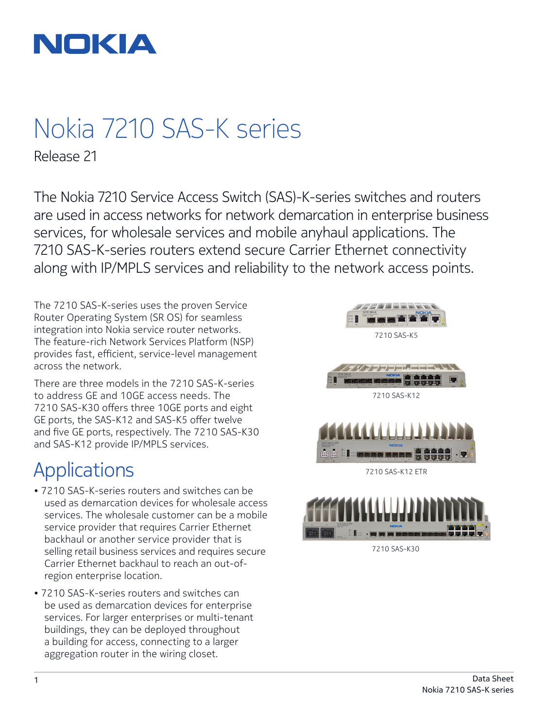# Nokia 7210 SAS-K series

Release 21

The Nokia 7210 Service Access Switch (SAS)-K-series switches and routers are used in access networks for network demarcation in enterprise business services, for wholesale services and mobile anyhaul applications. The 7210 SAS-K-series routers extend secure Carrier Ethernet connectivity along with IP/MPLS services and reliability to the network access points.

The 7210 SAS-K-series uses the proven Service Router Operating System (SR OS) for seamless integration into Nokia service router networks. The feature-rich Network Services Platform (NSP) provides fast, efficient, service-level management across the network.

There are three models in the 7210 SAS-K-series to address GE and 10GE access needs. The 7210 SAS-K30 offers three 10GE ports and eight GE ports, the SAS-K12 and SAS-K5 offer twelve and five GE ports, respectively. The 7210 SAS-K30 and SAS-K12 provide IP/MPLS services.

## Applications

- 7210 SAS-K-series routers and switches can be used as demarcation devices for wholesale access services. The wholesale customer can be a mobile service provider that requires Carrier Ethernet backhaul or another service provider that is selling retail business services and requires secure Carrier Ethernet backhaul to reach an out-of-region enterprise location.
- 7210 SAS-K-series routers and switches can be used as demarcation devices for enterprise services. For larger enterprises or multi-tenant buildings, they can be deployed throughout a building for access, connecting to a larger aggregation router in the wiring closet.

7210 SAS-K5

7210 SAS-K12

7210 SAS-K12 ETR

7210 SAS-K30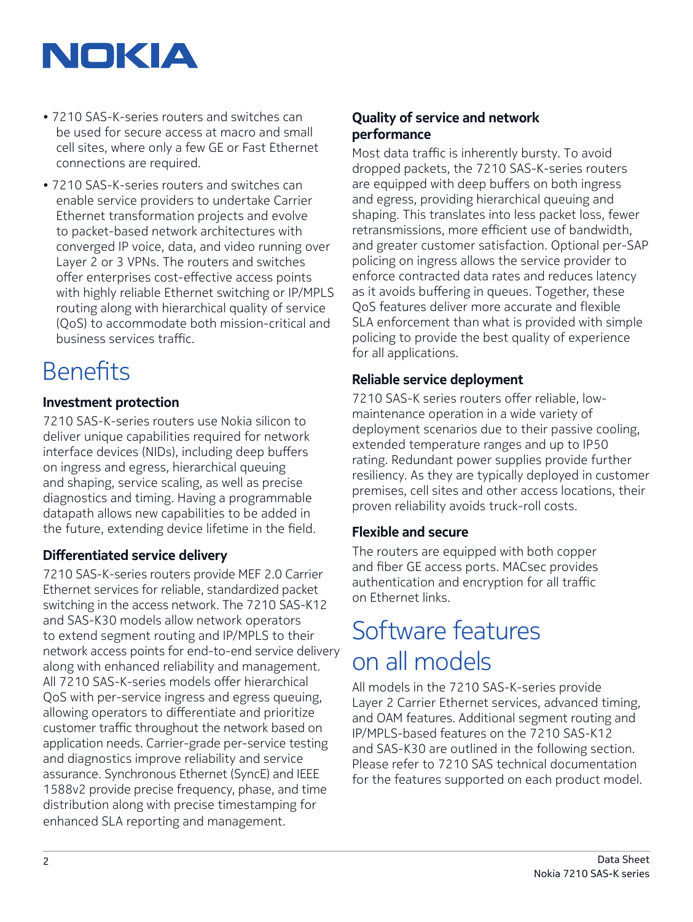- 7210 SAS-K-series routers and switches can be used for secure access at macro and small cell sites, where only a few GE or Fast Ethernet connections are required.
- 7210 SAS-K-series routers and switches can enable service providers to undertake Carrier Ethernet transformation projects and evolve to packet-based network architectures with converged IP voice, data, and video running over Layer 2 or 3 VPNs. The routers and switches offer enterprises cost-effective access points with highly reliable Ethernet switching or IP/MPLS routing along with hierarchical quality of service (QoS) to accommodate both mission-critical and business services traffic.

# Benefits

### Investment protection

7210 SAS-K-series routers use Nokia silicon to deliver unique capabilities required for network interface devices (NIDs), including deep buffers on ingress and egress, hierarchical queuing and shaping, service scaling, as well as precise diagnostics and timing. Having a programmable datapath allows new capabilities to be added in the future, extending device lifetime in the field.

### Differentiated service delivery

7210 SAS-K-series routers provide MEF 2.0 Carrier Ethernet services for reliable, standardized packet switching in the access network. The 7210 SAS-K12 and SAS-K30 models allow network operators to extend segment routing and IP/MPLS to their network access points for end-to-end service delivery along with enhanced reliability and management. All 7210 SAS-K-series models offer hierarchical QoS with per-service ingress and egress queuing, allowing operators to differentiate and prioritize customer traffic throughout the network based on application needs. Carrier-grade per-service testing and diagnostics improve reliability and service assurance. Synchronous Ethernet (SyncE) and IEEE 1588v2 provide precise frequency, phase, and time distribution along with precise timestamping for enhanced SLA reporting and management.

### Quality of service and network performance

Most data traffic is inherently bursty. To avoid dropped packets, the 7210 SAS-K-series routers are equipped with deep buffers on both ingress and egress, providing hierarchical queuing and shaping. This translates into less packet loss, fewer retransmissions, more efficient use of bandwidth, and greater customer satisfaction. Optional per-SAP policing on ingress allows the service provider to enforce contracted data rates and reduces latency as it avoids buffering in queues. Together, these QoS features deliver more accurate and flexible SLA enforcement than what is provided with simple policing to provide the best quality of experience for all applications.

### Reliable service deployment

7210 SAS-K series routers offer reliable, low-maintenance operation in a wide variety of deployment scenarios due to their passive cooling, extended temperature ranges and up to IP50 rating. Redundant power supplies provide further resiliency. As they are typically deployed in customer premises, cell sites and other access locations, their proven reliability avoids truck-roll costs.

### Flexible and secure

The routers are equipped with both copper and fiber GE access ports. MACsec provides authentication and encryption for all traffic on Ethernet links.

# Software features on all models

All models in the 7210 SAS-K-series provide Layer 2 Carrier Ethernet services, advanced timing, and OAM features. Additional segment routing and IP/MPLS-based features on the 7210 SAS-K12 and SAS-K30 are outlined in the following section. Please refer to 7210 SAS technical documentation for the features supported on each product model.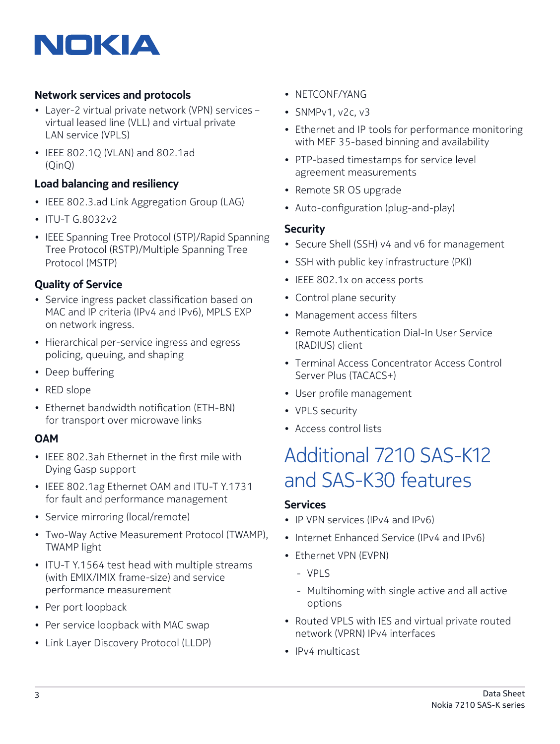### Network services and protocols

- Layer-2 virtual private network (VPN) services – virtual leased line (VLL) and virtual private LAN service (VPLS)
- IEEE 802.1Q (VLAN) and 802.1ad (QinQ)

### Load balancing and resiliency

- IEEE 802.3.ad Link Aggregation Group (LAG)
- ITU-T G.8032v2
- IEEE Spanning Tree Protocol (STP)/Rapid Spanning Tree Protocol (RSTP)/Multiple Spanning Tree Protocol (MSTP)

### Quality of Service

- Service ingress packet classification based on MAC and IP criteria (IPv4 and IPv6), MPLS EXP on network ingress.
- Hierarchical per-service ingress and egress policing, queuing, and shaping
- Deep buffering
- RED slope
- Ethernet bandwidth notification (ETH-BN) for transport over microwave links

### OAM

- IEEE 802.3ah Ethernet in the first mile with Dying Gasp support
- IEEE 802.1ag Ethernet OAM and ITU-T Y.1731 for fault and performance management
- Service mirroring (local/remote)
- Two-Way Active Measurement Protocol (TWAMP), TWAMP light
- ITU-T Y.1564 test head with multiple streams (with EMIX/IMIX frame-size) and service performance measurement
- Per port loopback
- Per service loopback with MAC swap
- Link Layer Discovery Protocol (LLDP)
- NETCONF/YANG
- SNMPv1, v2c, v3
- Ethernet and IP tools for performance monitoring with MEF 35-based binning and availability
- PTP-based timestamps for service level agreement measurements
- Remote SR OS upgrade
- Auto-configuration (plug-and-play)

### Security

- Secure Shell (SSH) v4 and v6 for management
- SSH with public key infrastructure (PKI)
- IEEE 802.1x on access ports
- Control plane security
- Management access filters
- Remote Authentication Dial-In User Service (RADIUS) client
- Terminal Access Concentrator Access Control Server Plus (TACACS+)
- User profile management
- VPLS security
- Access control lists

## Additional 7210 SAS-K12 and SAS-K30 features

### Services

- IP VPN services (IPv4 and IPv6)
- Internet Enhanced Service (IPv4 and IPv6)
- Ethernet VPN (EVPN)
  - VPLS
  - Multihoming with single active and all active options
- Routed VPLS with IES and virtual private routed network (VPRN) IPv4 interfaces
- IPv4 multicast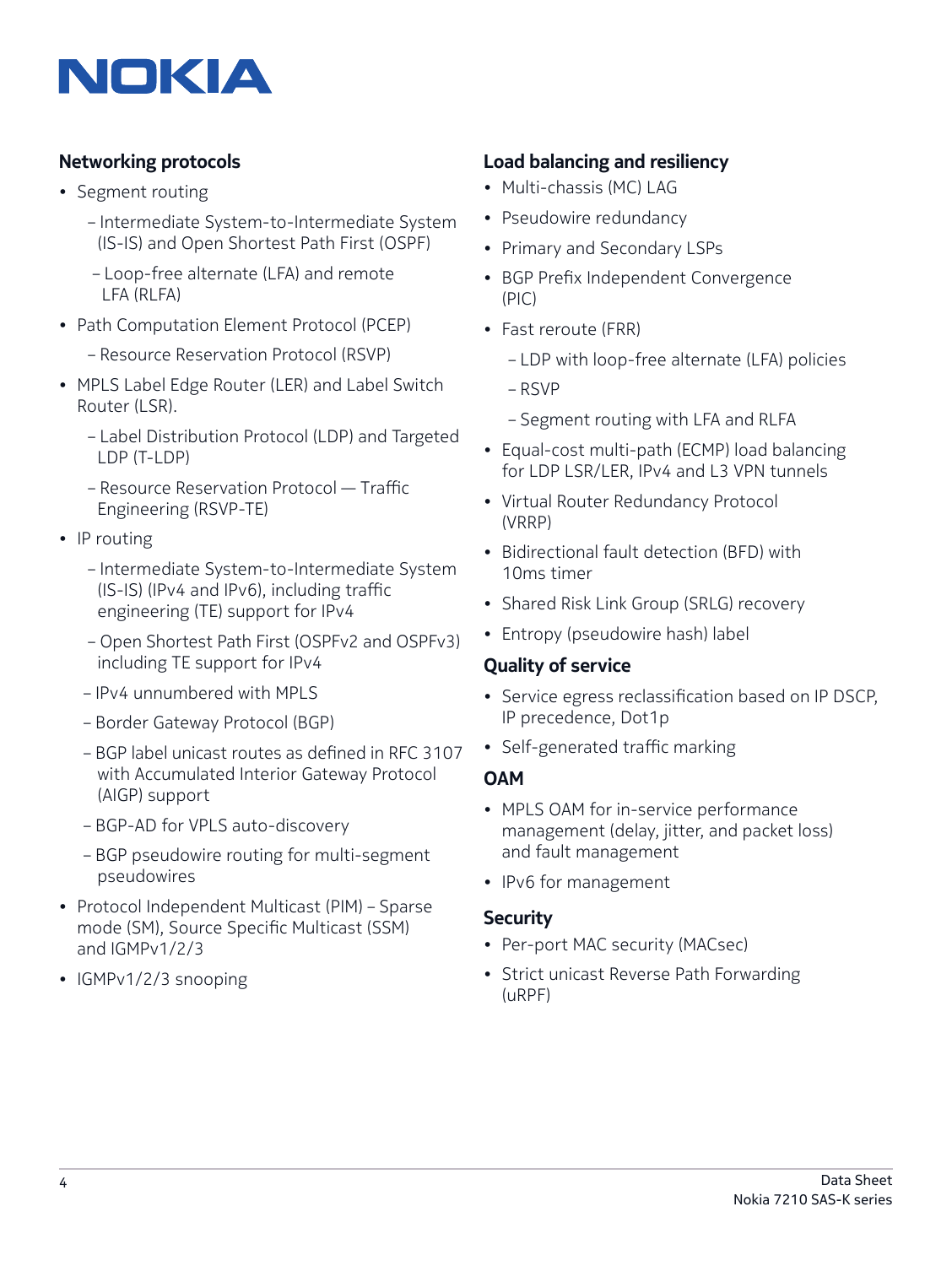## Networking protocols

- Segment routing
  - Intermediate System-to-Intermediate System (IS-IS) and Open Shortest Path First (OSPF)
  - Loop-free alternate (LFA) and remote LFA (RLFA)
- Path Computation Element Protocol (PCEP)
  - Resource Reservation Protocol (RSVP)
- MPLS Label Edge Router (LER) and Label Switch Router (LSR).
  - Label Distribution Protocol (LDP) and Targeted LDP (T-LDP)
  - Resource Reservation Protocol — Traffic Engineering (RSVP-TE)
- IP routing
  - Intermediate System-to-Intermediate System (IS-IS) (IPv4 and IPv6), including traffic engineering (TE) support for IPv4
  - Open Shortest Path First (OSPFv2 and OSPFv3) including TE support for IPv4
  - IPv4 unnumbered with MPLS
  - Border Gateway Protocol (BGP)
  - BGP label unicast routes as defined in RFC 3107 with Accumulated Interior Gateway Protocol (AIGP) support
  - BGP-AD for VPLS auto-discovery
  - BGP pseudowire routing for multi-segment pseudowires
- Protocol Independent Multicast (PIM) – Sparse mode (SM), Source Specific Multicast (SSM) and IGMPv1/2/3
- IGMPv1/2/3 snooping

## Load balancing and resiliency

- Multi-chassis (MC) LAG
- Pseudowire redundancy
- Primary and Secondary LSPs
- BGP Prefix Independent Convergence (PIC)
- Fast reroute (FRR)
  - LDP with loop-free alternate (LFA) policies
  - RSVP
  - Segment routing with LFA and RLFA
- Equal-cost multi-path (ECMP) load balancing for LDP LSR/LER, IPv4 and L3 VPN tunnels
- Virtual Router Redundancy Protocol (VRRP)
- Bidirectional fault detection (BFD) with 10ms timer
- Shared Risk Link Group (SRLG) recovery
- Entropy (pseudowire hash) label

## Quality of service

- Service egress reclassification based on IP DSCP, IP precedence, Dot1p
- Self-generated traffic marking

## OAM

- MPLS OAM for in-service performance management (delay, jitter, and packet loss) and fault management
- IPv6 for management

## Security

- Per-port MAC security (MACsec)
- Strict unicast Reverse Path Forwarding (uRPF)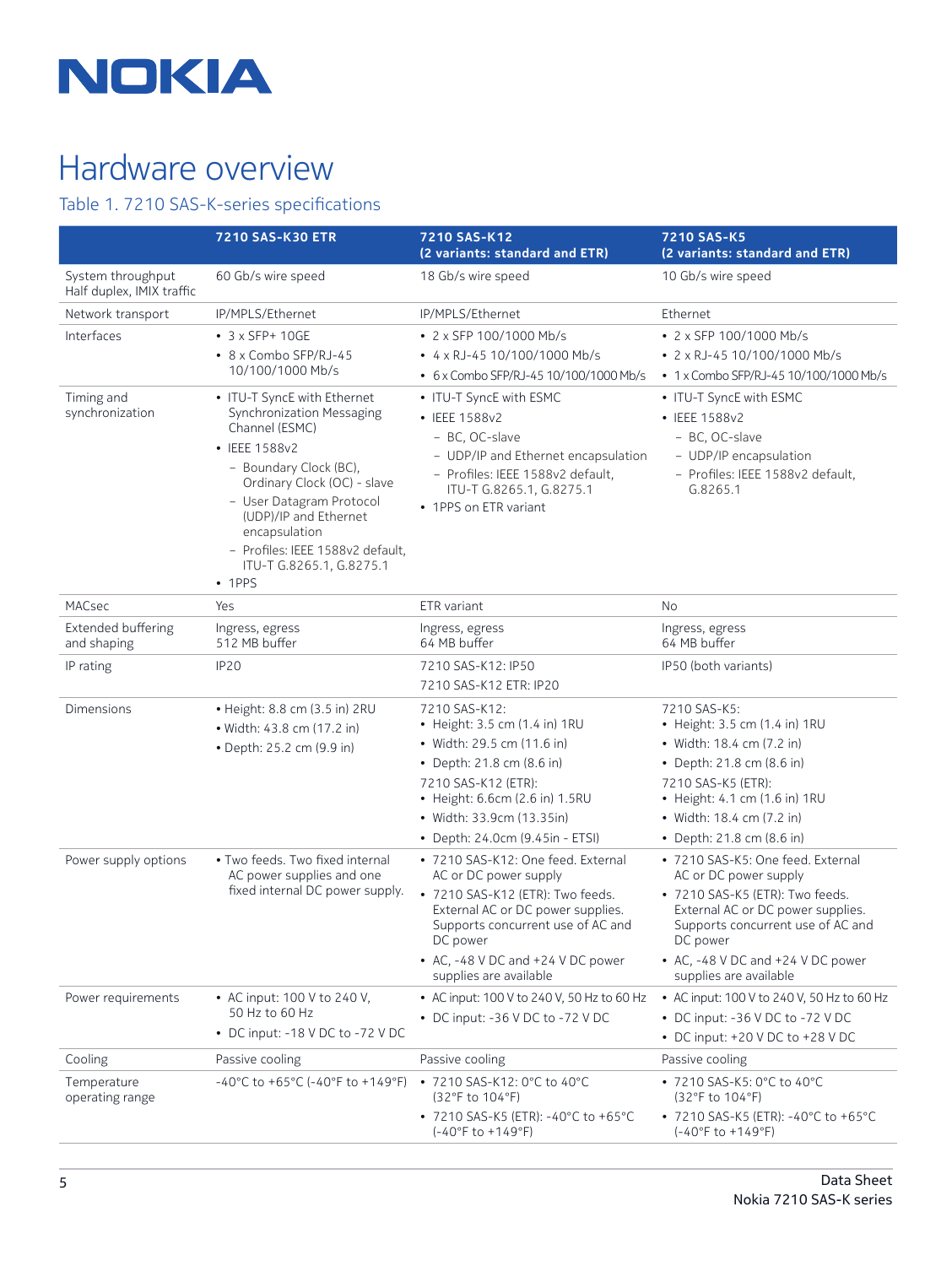# Hardware overview

## Table 1. 7210 SAS-K-series specifications

| | 7210 SAS-K30 ETR | 7210 SAS-K12 (2 variants: standard and ETR) | 7210 SAS-K5 (2 variants: standard and ETR) |
|---|---|---|---|
| System throughput Half duplex, IMIX traffic | 60 Gb/s wire speed | 18 Gb/s wire speed | 10 Gb/s wire speed |
| Network transport | IP/MPLS/Ethernet | IP/MPLS/Ethernet | Ethernet |
| Interfaces | • 3 x SFP+ 10GE<br>• 8 x Combo SFP/RJ-45 10/100/1000 Mb/s | • 2 x SFP 100/1000 Mb/s<br>• 4 x RJ-45 10/100/1000 Mb/s<br>• 6 x Combo SFP/RJ-45 10/100/1000 Mb/s | • 2 x SFP 100/1000 Mb/s<br>• 2 x RJ-45 10/100/1000 Mb/s<br>• 1 x Combo SFP/RJ-45 10/100/1000 Mb/s |
| Timing and synchronization | • ITU-T SyncE with Ethernet Synchronization Messaging Channel (ESMC)<br>• IEEE 1588v2<br>– Boundary Clock (BC), Ordinary Clock (OC) - slave<br>– User Datagram Protocol (UDP)/IP and Ethernet encapsulation<br>– Profiles: IEEE 1588v2 default, ITU-T G.8265.1, G.8275.1<br>• 1PPS | • ITU-T SyncE with ESMC<br>• IEEE 1588v2<br>– BC, OC-slave<br>– UDP/IP and Ethernet encapsulation<br>– Profiles: IEEE 1588v2 default, ITU-T G.8265.1, G.8275.1<br>• 1PPS on ETR variant | • ITU-T SyncE with ESMC<br>• IEEE 1588v2<br>– BC, OC-slave<br>– UDP/IP encapsulation<br>– Profiles: IEEE 1588v2 default, G.8265.1 |
| MACsec | Yes | ETR variant | No |
| Extended buffering and shaping | Ingress, egress<br>512 MB buffer | Ingress, egress<br>64 MB buffer | Ingress, egress<br>64 MB buffer |
| IP rating | IP20 | 7210 SAS-K12: IP50<br>7210 SAS-K12 ETR: IP20 | IP50 (both variants) |
| Dimensions | • Height: 8.8 cm (3.5 in) 2RU<br>• Width: 43.8 cm (17.2 in)<br>• Depth: 25.2 cm (9.9 in) | 7210 SAS-K12:<br>• Height: 3.5 cm (1.4 in) 1RU<br>• Width: 29.5 cm (11.6 in)<br>• Depth: 21.8 cm (8.6 in)<br>7210 SAS-K12 (ETR):<br>• Height: 6.6cm (2.6 in) 1.5RU<br>• Width: 33.9cm (13.35in)<br>• Depth: 24.0cm (9.45in - ETSI) | 7210 SAS-K5:<br>• Height: 3.5 cm (1.4 in) 1RU<br>• Width: 18.4 cm (7.2 in)<br>• Depth: 21.8 cm (8.6 in)<br>7210 SAS-K5 (ETR):<br>• Height: 4.1 cm (1.6 in) 1RU<br>• Width: 18.4 cm (7.2 in)<br>• Depth: 21.8 cm (8.6 in) |
| Power supply options | • Two feeds. Two fixed internal AC power supplies and one fixed internal DC power supply. | • 7210 SAS-K12: One feed. External AC or DC power supply<br>• 7210 SAS-K12 (ETR): Two feeds. External AC or DC power supplies. Supports concurrent use of AC and DC power<br>• AC, -48 V DC and +24 V DC power supplies are available | • 7210 SAS-K5: One feed. External AC or DC power supply<br>• 7210 SAS-K5 (ETR): Two feeds. External AC or DC power supplies. Supports concurrent use of AC and DC power<br>• AC, -48 V DC and +24 V DC power supplies are available |
| Power requirements | • AC input: 100 V to 240 V, 50 Hz to 60 Hz<br>• DC input: -18 V DC to -72 V DC | • AC input: 100 V to 240 V, 50 Hz to 60 Hz<br>• DC input: -36 V DC to -72 V DC | • AC input: 100 V to 240 V, 50 Hz to 60 Hz<br>• DC input: -36 V DC to -72 V DC<br>• DC input: +20 V DC to +28 V DC |
| Cooling | Passive cooling | Passive cooling | Passive cooling |
| Temperature operating range | -40°C to +65°C (-40°F to +149°F) | • 7210 SAS-K12: 0°C to 40°C (32°F to 104°F)<br>• 7210 SAS-K5 (ETR): -40°C to +65°C (-40°F to +149°F) | • 7210 SAS-K5: 0°C to 40°C (32°F to 104°F)<br>• 7210 SAS-K5 (ETR): -40°C to +65°C (-40°F to +149°F) |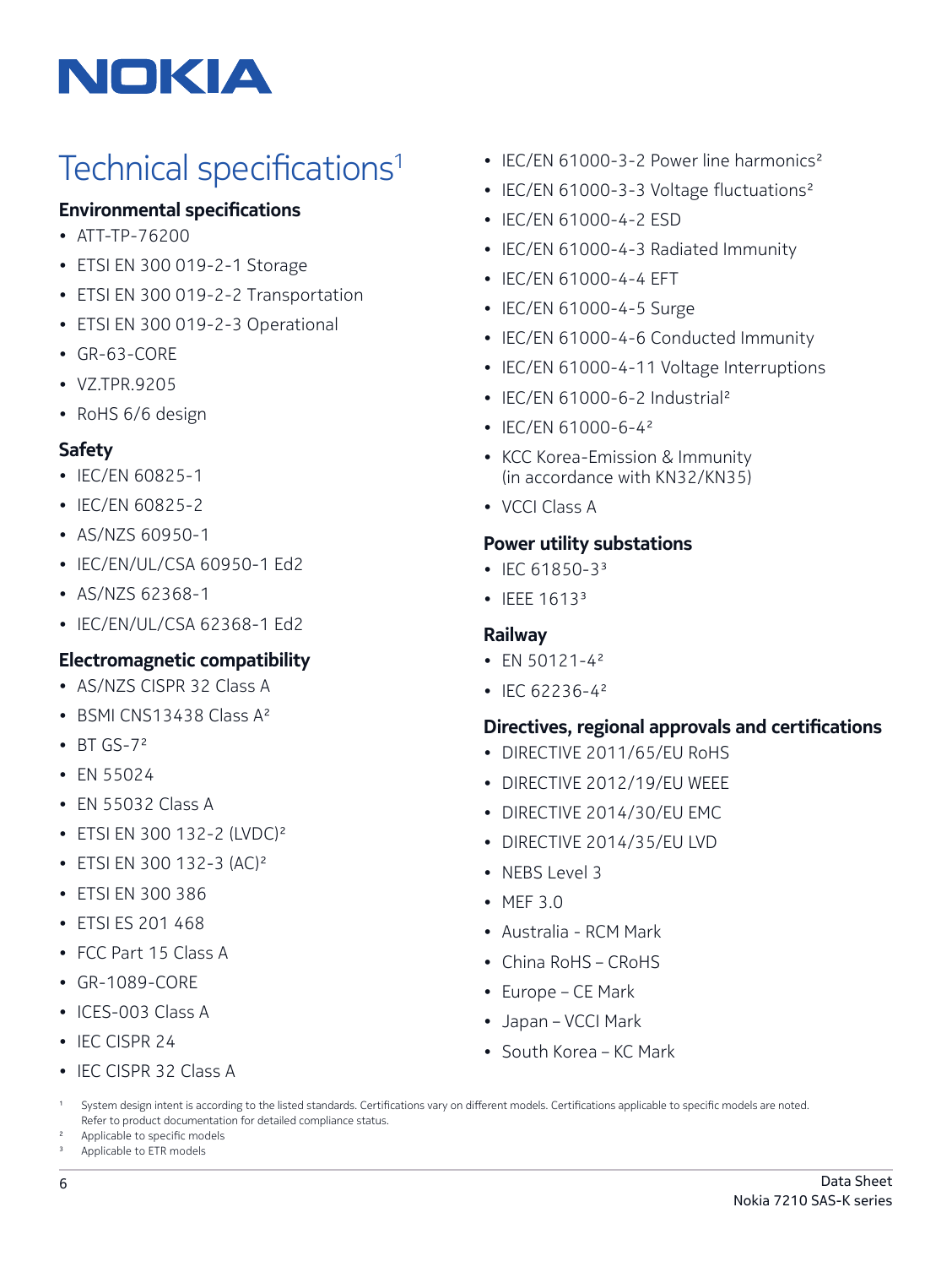NOKIA

# Technical specifications[1]

### Environmental specifications

- ATT-TP-76200
- ETSI EN 300 019-2-1 Storage
- ETSI EN 300 019-2-2 Transportation
- ETSI EN 300 019-2-3 Operational
- GR-63-CORE
- VZ.TPR.9205
- RoHS 6/6 design

### Safety

- IEC/EN 60825-1
- IEC/EN 60825-2
- AS/NZS 60950-1
- IEC/EN/UL/CSA 60950-1 Ed2
- AS/NZS 62368-1
- IEC/EN/UL/CSA 62368-1 Ed2

### Electromagnetic compatibility

- AS/NZS CISPR 32 Class A
- BSMI CNS13438 Class A[2]
- BT GS-7[2]
- EN 55024
- EN 55032 Class A
- ETSI EN 300 132-2 (LVDC)[2]
- ETSI EN 300 132-3 (AC)[2]
- ETSI EN 300 386
- ETSI ES 201 468
- FCC Part 15 Class A
- GR-1089-CORE
- ICES-003 Class A
- IEC CISPR 24
- IEC CISPR 32 Class A
- IEC/EN 61000-3-2 Power line harmonics[2]
- IEC/EN 61000-3-3 Voltage fluctuations[2]
- IEC/EN 61000-4-2 ESD
- IEC/EN 61000-4-3 Radiated Immunity
- IEC/EN 61000-4-4 EFT
- IEC/EN 61000-4-5 Surge
- IEC/EN 61000-4-6 Conducted Immunity
- IEC/EN 61000-4-11 Voltage Interruptions
- IEC/EN 61000-6-2 Industrial[2]
- IEC/EN 61000-6-4[2]
- KCC Korea-Emission & Immunity (in accordance with KN32/KN35)
- VCCI Class A

### Power utility substations

- IEC 61850-3[3]
- IEEE 1613[3]

### Railway

- EN 50121-4[2]
- IEC 62236-4[2]

### Directives, regional approvals and certifications

- DIRECTIVE 2011/65/EU RoHS
- DIRECTIVE 2012/19/EU WEEE
- DIRECTIVE 2014/30/EU EMC
- DIRECTIVE 2014/35/EU LVD
- NEBS Level 3
- MEF 3.0
- Australia - RCM Mark
- China RoHS – CRoHS
- Europe – CE Mark
- Japan – VCCI Mark
- South Korea – KC Mark

[1] System design intent is according to the listed standards. Certifications vary on different models. Certifications applicable to specific models are noted. Refer to product documentation for detailed compliance status.

[2] Applicable to specific models

[3] Applicable to ETR models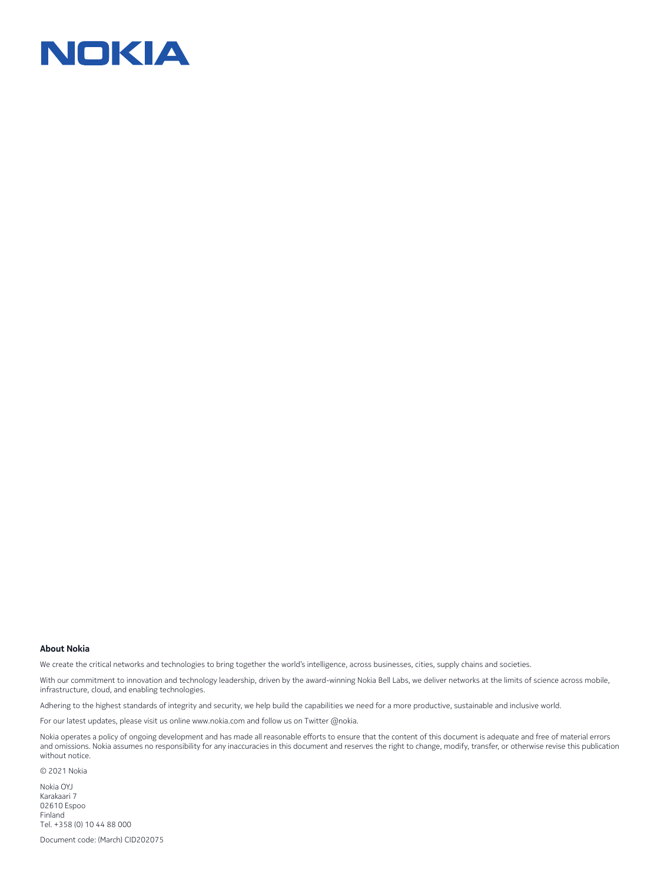NOKIA

**About Nokia**

We create the critical networks and technologies to bring together the world's intelligence, across businesses, cities, supply chains and societies.

With our commitment to innovation and technology leadership, driven by the award-winning Nokia Bell Labs, we deliver networks at the limits of science across mobile, infrastructure, cloud, and enabling technologies.

Adhering to the highest standards of integrity and security, we help build the capabilities we need for a more productive, sustainable and inclusive world.

For our latest updates, please visit us online www.nokia.com and follow us on Twitter @nokia.

Nokia operates a policy of ongoing development and has made all reasonable efforts to ensure that the content of this document is adequate and free of material errors and omissions. Nokia assumes no responsibility for any inaccuracies in this document and reserves the right to change, modify, transfer, or otherwise revise this publication without notice.

© 2021 Nokia

Nokia OYJ
Karakaari 7
02610 Espoo
Finland
Tel. +358 (0) 10 44 88 000

Document code: (March) CID202075